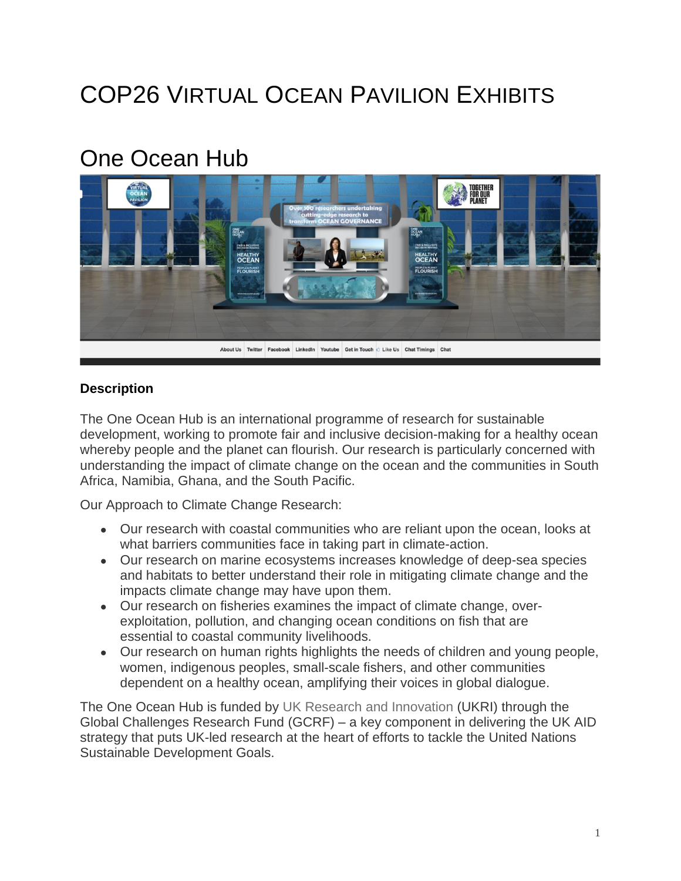# COP26 Virtual Ocean Pavilion Exhibits

## One Ocean Hub

### Description

The One Ocean Hub is an international programme of research for sustainable development, working to promote fair and inclusive decision-making for a healthy ocean whereby people and the planet can flourish. Our research is particularly concerned with understanding the impact of climate change on the ocean and the communities in South Africa, Namibia, Ghana, and the South Pacific.

Our Approach to Climate Change Research:

- Our research with coastal communities who are reliant upon the ocean, looks at what barriers communities face in taking part in climate-action.
- Our research on marine ecosystems increases knowledge of deep-sea species and habitats to better understand their role in mitigating climate change and the impacts climate change may have upon them.
- Our research on fisheries examines the impact of climate change, over-exploitation, pollution, and changing ocean conditions on fish that are essential to coastal community livelihoods.
- Our research on human rights highlights the needs of children and young people, women, indigenous peoples, small-scale fishers, and other communities dependent on a healthy ocean, amplifying their voices in global dialogue.

The One Ocean Hub is funded by UK Research and Innovation (UKRI) through the Global Challenges Research Fund (GCRF) – a key component in delivering the UK AID strategy that puts UK-led research at the heart of efforts to tackle the United Nations Sustainable Development Goals.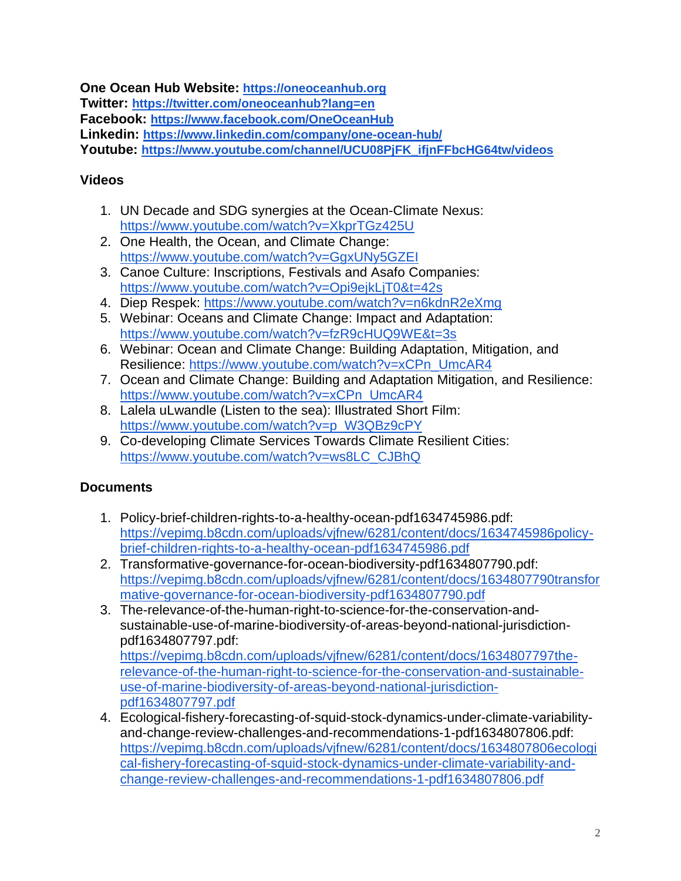**One Ocean Hub Website:** **https://oneoceanhub.org**
**Twitter:** **https://twitter.com/oneoceanhub?lang=en**
**Facebook:** **https://www.facebook.com/OneOceanHub**
**Linkedin:** **https://www.linkedin.com/company/one-ocean-hub/**
**Youtube:** **https://www.youtube.com/channel/UCU08PjFK_ifjnFFbcHG64tw/videos**

### Videos

1. UN Decade and SDG synergies at the Ocean-Climate Nexus: https://www.youtube.com/watch?v=XkprTGz425U
2. One Health, the Ocean, and Climate Change: https://www.youtube.com/watch?v=GgxUNy5GZEI
3. Canoe Culture: Inscriptions, Festivals and Asafo Companies: https://www.youtube.com/watch?v=Opi9ejkLjT0&t=42s
4. Diep Respek: https://www.youtube.com/watch?v=n6kdnR2eXmg
5. Webinar: Oceans and Climate Change: Impact and Adaptation: https://www.youtube.com/watch?v=fzR9cHUQ9WE&t=3s
6. Webinar: Ocean and Climate Change: Building Adaptation, Mitigation, and Resilience: https://www.youtube.com/watch?v=xCPn_UmcAR4
7. Ocean and Climate Change: Building and Adaptation Mitigation, and Resilience: https://www.youtube.com/watch?v=xCPn_UmcAR4
8. Lalela uLwandle (Listen to the sea): Illustrated Short Film: https://www.youtube.com/watch?v=p_W3QBz9cPY
9. Co-developing Climate Services Towards Climate Resilient Cities: https://www.youtube.com/watch?v=ws8LC_CJBhQ

### Documents

1. Policy-brief-children-rights-to-a-healthy-ocean-pdf1634745986.pdf: https://vepimg.b8cdn.com/uploads/vjfnew/6281/content/docs/1634745986policy-brief-children-rights-to-a-healthy-ocean-pdf1634745986.pdf
2. Transformative-governance-for-ocean-biodiversity-pdf1634807790.pdf: https://vepimg.b8cdn.com/uploads/vjfnew/6281/content/docs/1634807790transformative-governance-for-ocean-biodiversity-pdf1634807790.pdf
3. The-relevance-of-the-human-right-to-science-for-the-conservation-and-sustainable-use-of-marine-biodiversity-of-areas-beyond-national-jurisdiction-pdf1634807797.pdf: https://vepimg.b8cdn.com/uploads/vjfnew/6281/content/docs/1634807797the-relevance-of-the-human-right-to-science-for-the-conservation-and-sustainable-use-of-marine-biodiversity-of-areas-beyond-national-jurisdiction-pdf1634807797.pdf
4. Ecological-fishery-forecasting-of-squid-stock-dynamics-under-climate-variability-and-change-review-challenges-and-recommendations-1-pdf1634807806.pdf: https://vepimg.b8cdn.com/uploads/vjfnew/6281/content/docs/1634807806ecological-fishery-forecasting-of-squid-stock-dynamics-under-climate-variability-and-change-review-challenges-and-recommendations-1-pdf1634807806.pdf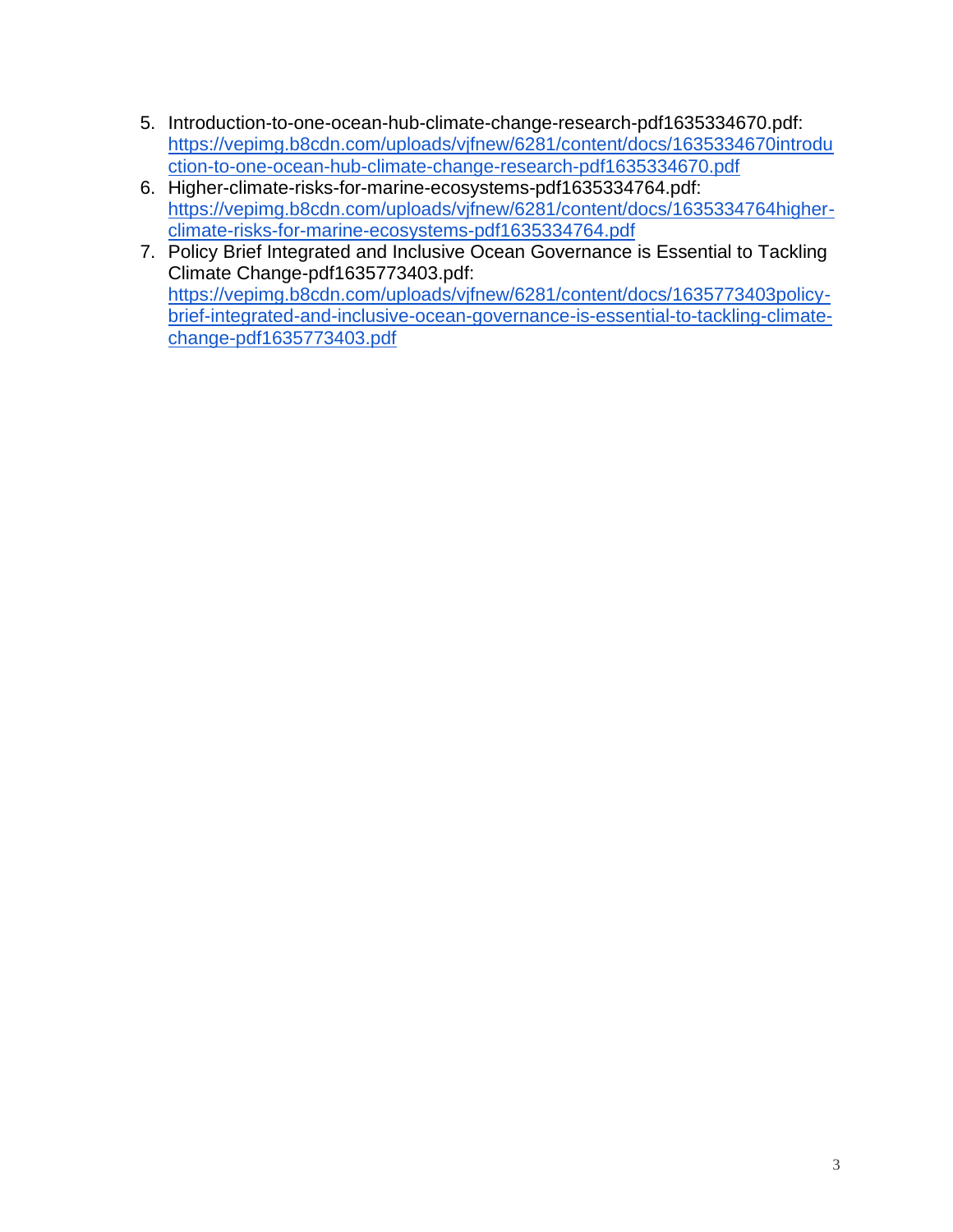5. Introduction-to-one-ocean-hub-climate-change-research-pdf1635334670.pdf: [https://vepimg.b8cdn.com/uploads/vjfnew/6281/content/docs/1635334670introduction-to-one-ocean-hub-climate-change-research-pdf1635334670.pdf](https://vepimg.b8cdn.com/uploads/vjfnew/6281/content/docs/1635334670introduction-to-one-ocean-hub-climate-change-research-pdf1635334670.pdf)
6. Higher-climate-risks-for-marine-ecosystems-pdf1635334764.pdf: [https://vepimg.b8cdn.com/uploads/vjfnew/6281/content/docs/1635334764higher-climate-risks-for-marine-ecosystems-pdf1635334764.pdf](https://vepimg.b8cdn.com/uploads/vjfnew/6281/content/docs/1635334764higher-climate-risks-for-marine-ecosystems-pdf1635334764.pdf)
7. Policy Brief Integrated and Inclusive Ocean Governance is Essential to Tackling Climate Change-pdf1635773403.pdf: [https://vepimg.b8cdn.com/uploads/vjfnew/6281/content/docs/1635773403policy-brief-integrated-and-inclusive-ocean-governance-is-essential-to-tackling-climate-change-pdf1635773403.pdf](https://vepimg.b8cdn.com/uploads/vjfnew/6281/content/docs/1635773403policy-brief-integrated-and-inclusive-ocean-governance-is-essential-to-tackling-climate-change-pdf1635773403.pdf)